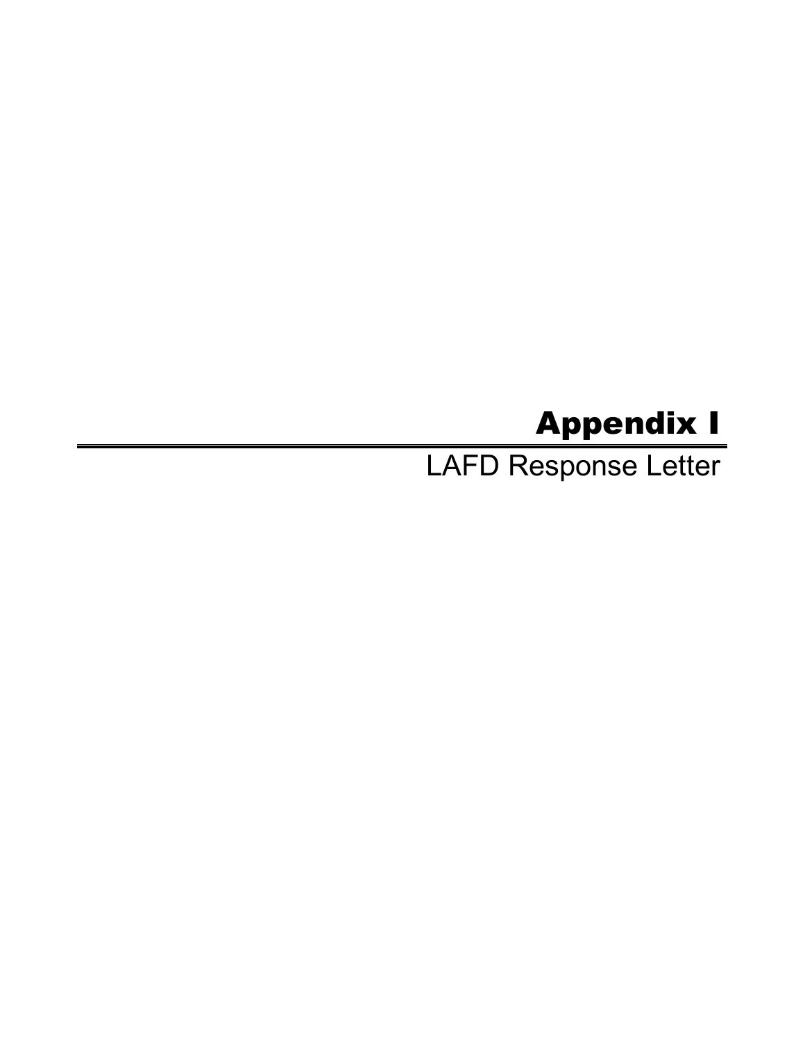# Appendix I

LAFD Response Letter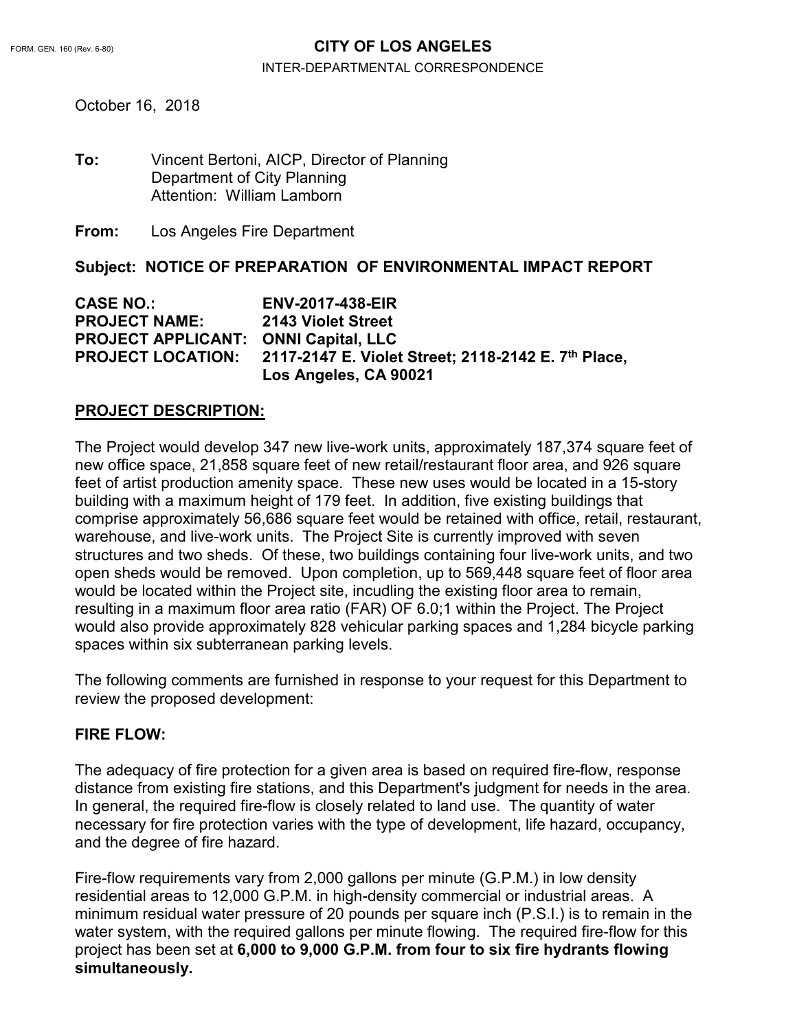FORM. GEN. 160 (Rev. 6-80)

**CITY OF LOS ANGELES**

INTER-DEPARTMENTAL CORRESPONDENCE

October 16, 2018

**To:** Vincent Bertoni, AICP, Director of Planning
Department of City Planning
Attention: William Lamborn

**From:** Los Angeles Fire Department

**Subject: NOTICE OF PREPARATION OF ENVIRONMENTAL IMPACT REPORT**

| | |
|---|---|
| **CASE NO.:** | **ENV-2017-438-EIR** |
| **PROJECT NAME:** | **2143 Violet Street** |
| **PROJECT APPLICANT:** | **ONNI Capital, LLC** |
| **PROJECT LOCATION:** | **2117-2147 E. Violet Street; 2118-2142 E. 7th Place, Los Angeles, CA 90021** |

## PROJECT DESCRIPTION:

The Project would develop 347 new live-work units, approximately 187,374 square feet of new office space, 21,858 square feet of new retail/restaurant floor area, and 926 square feet of artist production amenity space. These new uses would be located in a 15-story building with a maximum height of 179 feet. In addition, five existing buildings that comprise approximately 56,686 square feet would be retained with office, retail, restaurant, warehouse, and live-work units. The Project Site is currently improved with seven structures and two sheds. Of these, two buildings containing four live-work units, and two open sheds would be removed. Upon completion, up to 569,448 square feet of floor area would be located within the Project site, incudling the existing floor area to remain, resulting in a maximum floor area ratio (FAR) OF 6.0;1 within the Project. The Project would also provide approximately 828 vehicular parking spaces and 1,284 bicycle parking spaces within six subterranean parking levels.

The following comments are furnished in response to your request for this Department to review the proposed development:

## FIRE FLOW:

The adequacy of fire protection for a given area is based on required fire-flow, response distance from existing fire stations, and this Department's judgment for needs in the area. In general, the required fire-flow is closely related to land use. The quantity of water necessary for fire protection varies with the type of development, life hazard, occupancy, and the degree of fire hazard.

Fire-flow requirements vary from 2,000 gallons per minute (G.P.M.) in low density residential areas to 12,000 G.P.M. in high-density commercial or industrial areas. A minimum residual water pressure of 20 pounds per square inch (P.S.I.) is to remain in the water system, with the required gallons per minute flowing. The required fire-flow for this project has been set at **6,000 to 9,000 G.P.M. from four to six fire hydrants flowing simultaneously.**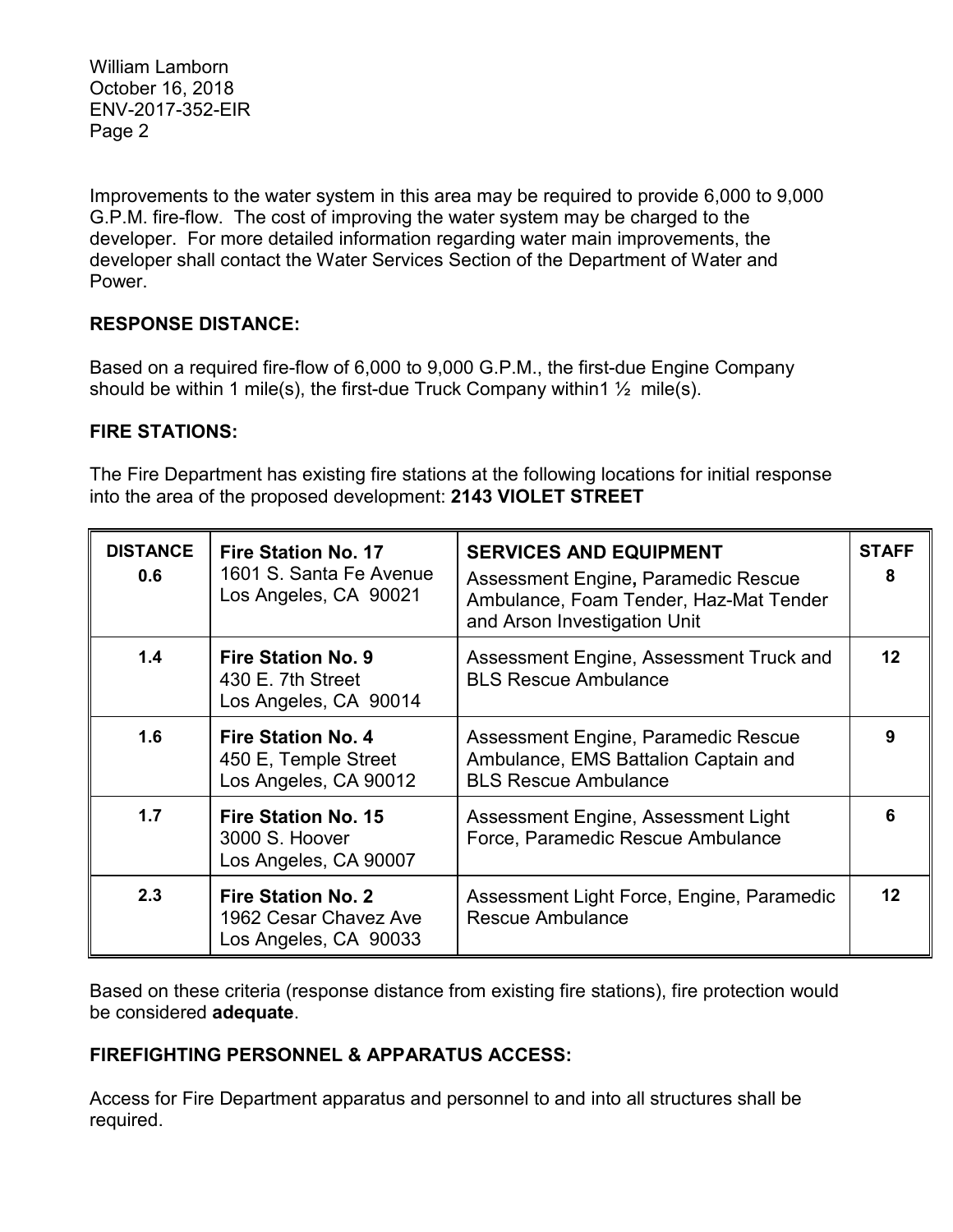Improvements to the water system in this area may be required to provide 6,000 to 9,000 G.P.M. fire-flow. The cost of improving the water system may be charged to the developer. For more detailed information regarding water main improvements, the developer shall contact the Water Services Section of the Department of Water and Power.

**RESPONSE DISTANCE:**

Based on a required fire-flow of 6,000 to 9,000 G.P.M., the first-due Engine Company should be within 1 mile(s), the first-due Truck Company within1 ½ mile(s).

**FIRE STATIONS:**

The Fire Department has existing fire stations at the following locations for initial response into the area of the proposed development: **2143 VIOLET STREET**

| **DISTANCE** | | **SERVICES AND EQUIPMENT** | **STAFF** |
|---|---|---|---|
| **0.6** | **Fire Station No. 17**<br>1601 S. Santa Fe Avenue<br>Los Angeles, CA 90021 | Assessment Engine**,** Paramedic Rescue Ambulance, Foam Tender, Haz-Mat Tender and Arson Investigation Unit | **8** |
| **1.4** | **Fire Station No. 9**<br>430 E. 7th Street<br>Los Angeles, CA 90014 | Assessment Engine, Assessment Truck and BLS Rescue Ambulance | **12** |
| **1.6** | **Fire Station No. 4**<br>450 E, Temple Street<br>Los Angeles, CA 90012 | Assessment Engine, Paramedic Rescue Ambulance, EMS Battalion Captain and BLS Rescue Ambulance | **9** |
| **1.7** | **Fire Station No. 15**<br>3000 S. Hoover<br>Los Angeles, CA 90007 | Assessment Engine, Assessment Light Force, Paramedic Rescue Ambulance | **6** |
| **2.3** | **Fire Station No. 2**<br>1962 Cesar Chavez Ave<br>Los Angeles, CA 90033 | Assessment Light Force, Engine, Paramedic Rescue Ambulance | **12** |

Based on these criteria (response distance from existing fire stations), fire protection would be considered **adequate**.

**FIREFIGHTING PERSONNEL & APPARATUS ACCESS:**

Access for Fire Department apparatus and personnel to and into all structures shall be required.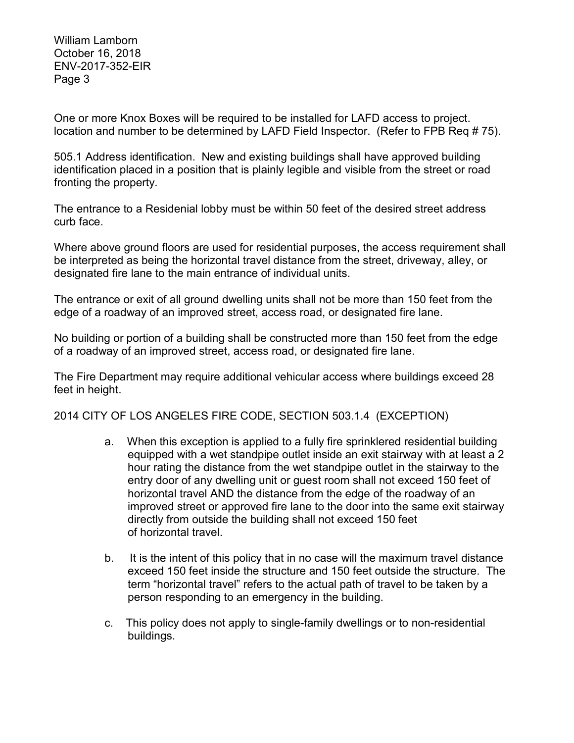One or more Knox Boxes will be required to be installed for LAFD access to project. location and number to be determined by LAFD Field Inspector. (Refer to FPB Req # 75).

505.1 Address identification. New and existing buildings shall have approved building identification placed in a position that is plainly legible and visible from the street or road fronting the property.

The entrance to a Residenial lobby must be within 50 feet of the desired street address curb face.

Where above ground floors are used for residential purposes, the access requirement shall be interpreted as being the horizontal travel distance from the street, driveway, alley, or designated fire lane to the main entrance of individual units.

The entrance or exit of all ground dwelling units shall not be more than 150 feet from the edge of a roadway of an improved street, access road, or designated fire lane.

No building or portion of a building shall be constructed more than 150 feet from the edge of a roadway of an improved street, access road, or designated fire lane.

The Fire Department may require additional vehicular access where buildings exceed 28 feet in height.

2014 CITY OF LOS ANGELES FIRE CODE, SECTION 503.1.4 (EXCEPTION)

a. When this exception is applied to a fully fire sprinklered residential building equipped with a wet standpipe outlet inside an exit stairway with at least a 2 hour rating the distance from the wet standpipe outlet in the stairway to the entry door of any dwelling unit or guest room shall not exceed 150 feet of horizontal travel AND the distance from the edge of the roadway of an improved street or approved fire lane to the door into the same exit stairway directly from outside the building shall not exceed 150 feet of horizontal travel.

b. It is the intent of this policy that in no case will the maximum travel distance exceed 150 feet inside the structure and 150 feet outside the structure. The term "horizontal travel" refers to the actual path of travel to be taken by a person responding to an emergency in the building.

c. This policy does not apply to single-family dwellings or to non-residential buildings.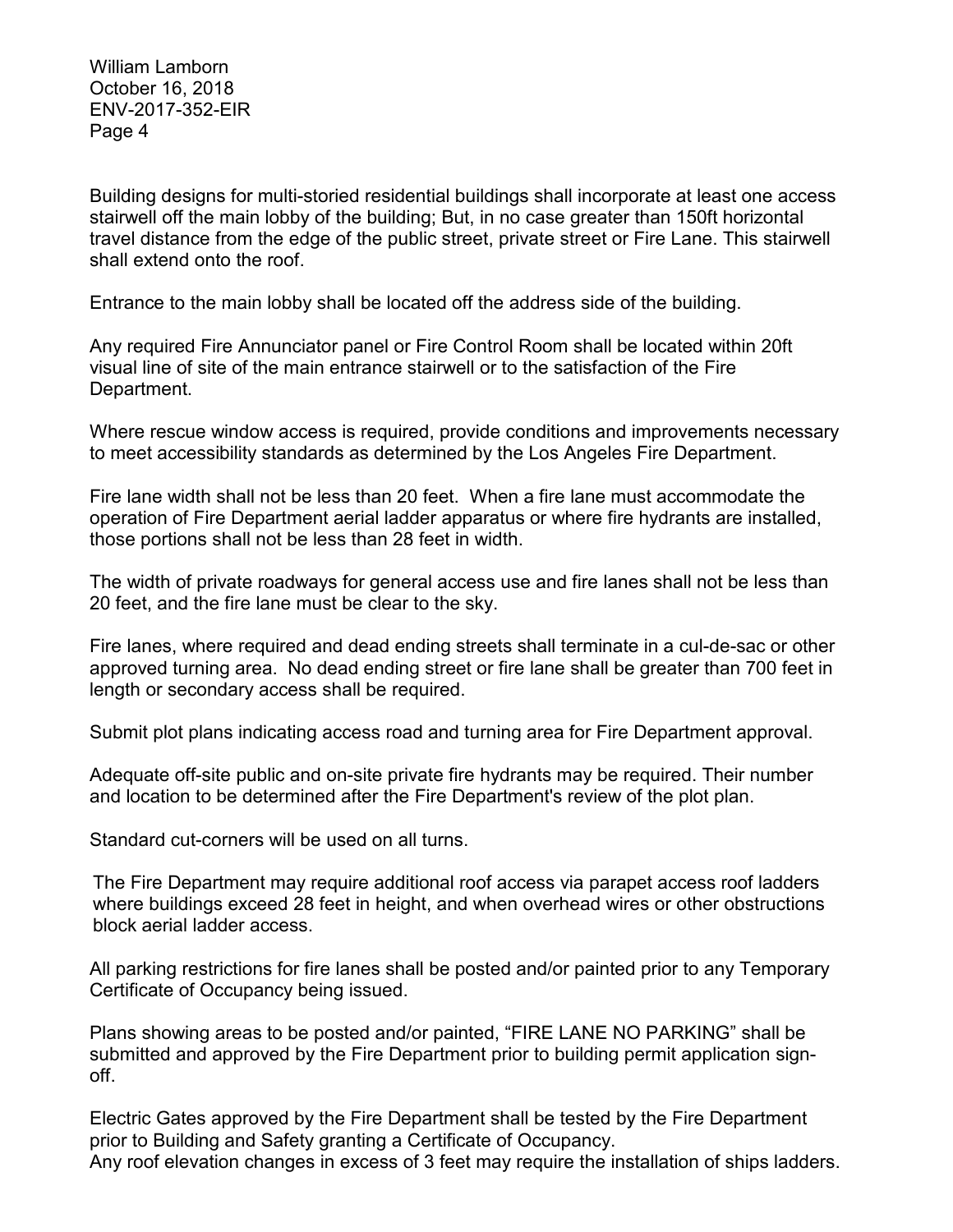Building designs for multi-storied residential buildings shall incorporate at least one access stairwell off the main lobby of the building; But, in no case greater than 150ft horizontal travel distance from the edge of the public street, private street or Fire Lane. This stairwell shall extend onto the roof.

Entrance to the main lobby shall be located off the address side of the building.

Any required Fire Annunciator panel or Fire Control Room shall be located within 20ft visual line of site of the main entrance stairwell or to the satisfaction of the Fire Department.

Where rescue window access is required, provide conditions and improvements necessary to meet accessibility standards as determined by the Los Angeles Fire Department.

Fire lane width shall not be less than 20 feet. When a fire lane must accommodate the operation of Fire Department aerial ladder apparatus or where fire hydrants are installed, those portions shall not be less than 28 feet in width.

The width of private roadways for general access use and fire lanes shall not be less than 20 feet, and the fire lane must be clear to the sky.

Fire lanes, where required and dead ending streets shall terminate in a cul-de-sac or other approved turning area. No dead ending street or fire lane shall be greater than 700 feet in length or secondary access shall be required.

Submit plot plans indicating access road and turning area for Fire Department approval.

Adequate off-site public and on-site private fire hydrants may be required. Their number and location to be determined after the Fire Department's review of the plot plan.

Standard cut-corners will be used on all turns.

The Fire Department may require additional roof access via parapet access roof ladders where buildings exceed 28 feet in height, and when overhead wires or other obstructions block aerial ladder access.

All parking restrictions for fire lanes shall be posted and/or painted prior to any Temporary Certificate of Occupancy being issued.

Plans showing areas to be posted and/or painted, "FIRE LANE NO PARKING" shall be submitted and approved by the Fire Department prior to building permit application sign-off.

Electric Gates approved by the Fire Department shall be tested by the Fire Department prior to Building and Safety granting a Certificate of Occupancy.
Any roof elevation changes in excess of 3 feet may require the installation of ships ladders.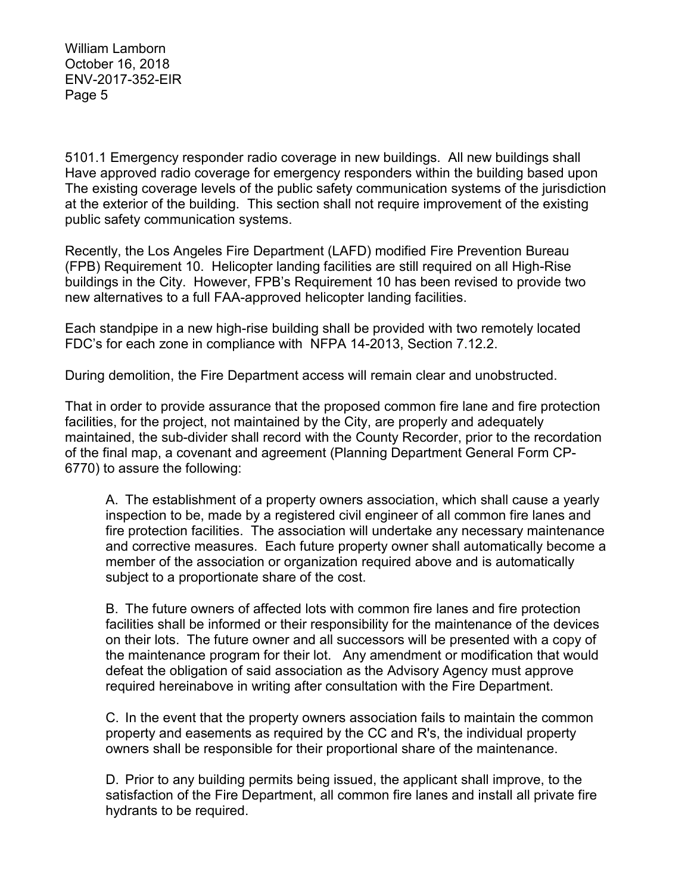5101.1 Emergency responder radio coverage in new buildings. All new buildings shall Have approved radio coverage for emergency responders within the building based upon The existing coverage levels of the public safety communication systems of the jurisdiction at the exterior of the building. This section shall not require improvement of the existing public safety communication systems.

Recently, the Los Angeles Fire Department (LAFD) modified Fire Prevention Bureau (FPB) Requirement 10. Helicopter landing facilities are still required on all High-Rise buildings in the City. However, FPB's Requirement 10 has been revised to provide two new alternatives to a full FAA-approved helicopter landing facilities.

Each standpipe in a new high-rise building shall be provided with two remotely located FDC's for each zone in compliance with NFPA 14-2013, Section 7.12.2.

During demolition, the Fire Department access will remain clear and unobstructed.

That in order to provide assurance that the proposed common fire lane and fire protection facilities, for the project, not maintained by the City, are properly and adequately maintained, the sub-divider shall record with the County Recorder, prior to the recordation of the final map, a covenant and agreement (Planning Department General Form CP-6770) to assure the following:

A. The establishment of a property owners association, which shall cause a yearly inspection to be, made by a registered civil engineer of all common fire lanes and fire protection facilities. The association will undertake any necessary maintenance and corrective measures. Each future property owner shall automatically become a member of the association or organization required above and is automatically subject to a proportionate share of the cost.

B. The future owners of affected lots with common fire lanes and fire protection facilities shall be informed or their responsibility for the maintenance of the devices on their lots. The future owner and all successors will be presented with a copy of the maintenance program for their lot. Any amendment or modification that would defeat the obligation of said association as the Advisory Agency must approve required hereinabove in writing after consultation with the Fire Department.

C. In the event that the property owners association fails to maintain the common property and easements as required by the CC and R's, the individual property owners shall be responsible for their proportional share of the maintenance.

D. Prior to any building permits being issued, the applicant shall improve, to the satisfaction of the Fire Department, all common fire lanes and install all private fire hydrants to be required.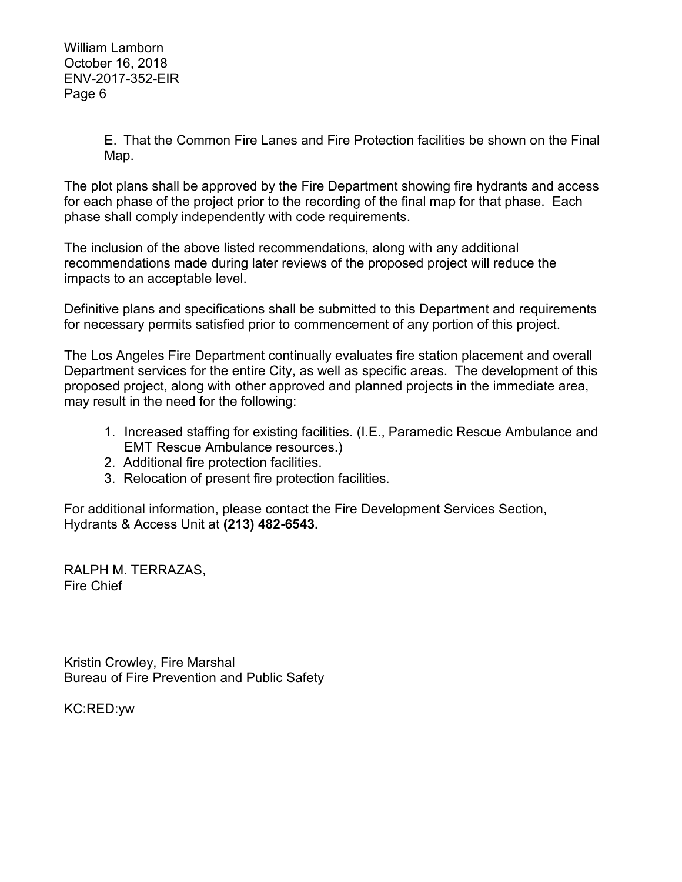E. That the Common Fire Lanes and Fire Protection facilities be shown on the Final Map.

The plot plans shall be approved by the Fire Department showing fire hydrants and access for each phase of the project prior to the recording of the final map for that phase. Each phase shall comply independently with code requirements.

The inclusion of the above listed recommendations, along with any additional recommendations made during later reviews of the proposed project will reduce the impacts to an acceptable level.

Definitive plans and specifications shall be submitted to this Department and requirements for necessary permits satisfied prior to commencement of any portion of this project.

The Los Angeles Fire Department continually evaluates fire station placement and overall Department services for the entire City, as well as specific areas. The development of this proposed project, along with other approved and planned projects in the immediate area, may result in the need for the following:

1. Increased staffing for existing facilities. (I.E., Paramedic Rescue Ambulance and EMT Rescue Ambulance resources.)
2. Additional fire protection facilities.
3. Relocation of present fire protection facilities.

For additional information, please contact the Fire Development Services Section, Hydrants & Access Unit at **(213) 482-6543.**

RALPH M. TERRAZAS,
Fire Chief

Kristin Crowley, Fire Marshal
Bureau of Fire Prevention and Public Safety

KC:RED:yw